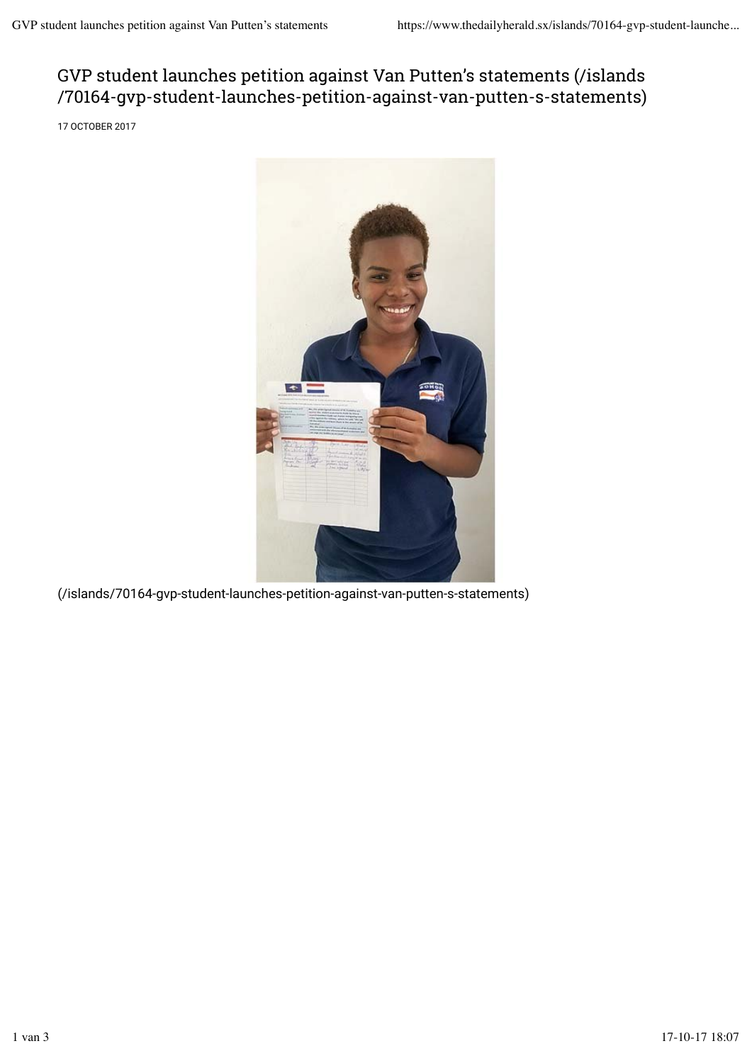# GVP student launches petition against Van Putten's statements (/islands /70164-gvp-student-launches-petition-against-van-putten-s-statements)

17 OCTOBER 2017

(/islands/70164-gvp-student-launches-petition-against-van-putten-s-statements)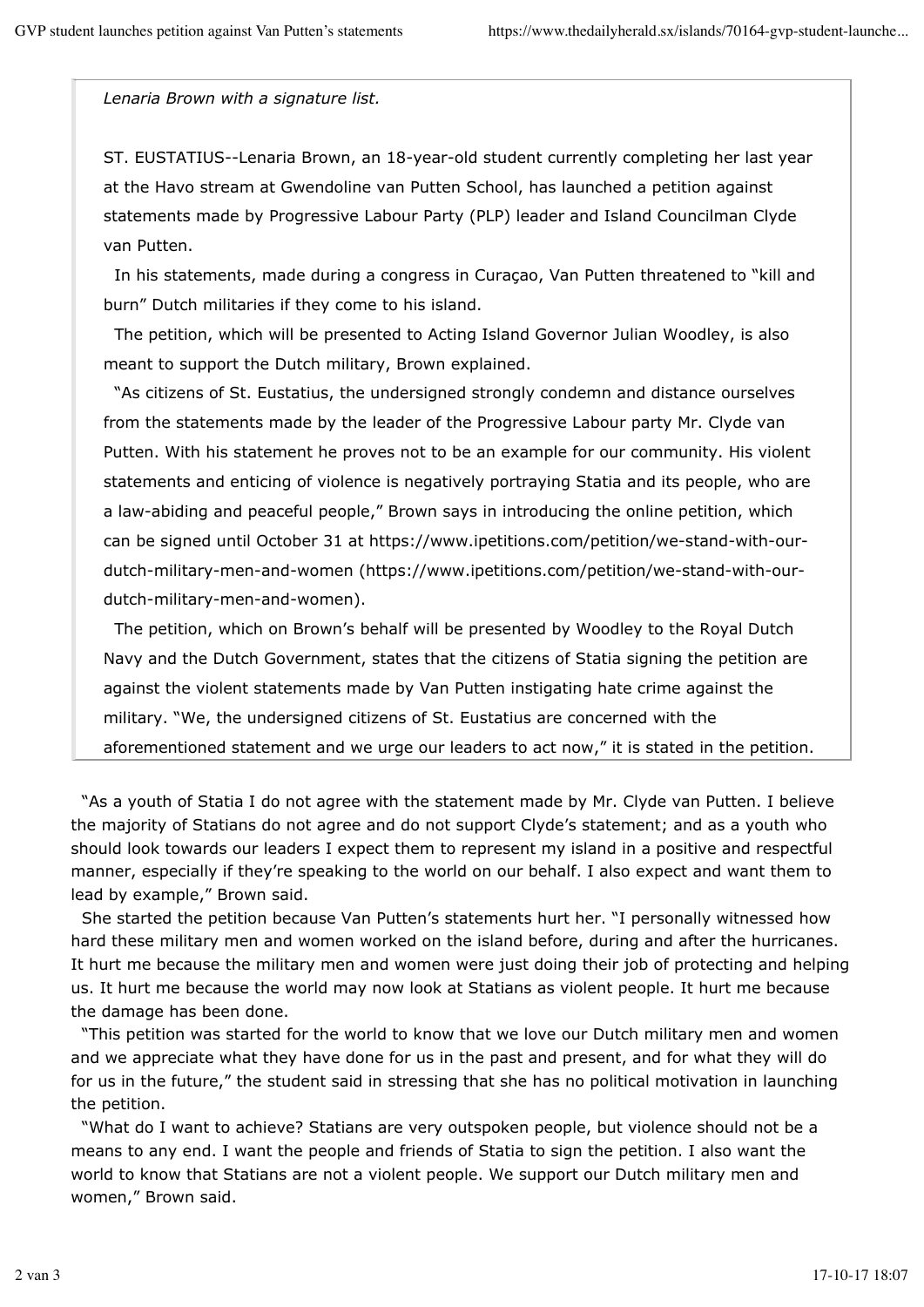*Lenaria Brown with a signature list.*

ST. EUSTATIUS--Lenaria Brown, an 18-year-old student currently completing her last year at the Havo stream at Gwendoline van Putten School, has launched a petition against statements made by Progressive Labour Party (PLP) leader and Island Councilman Clyde van Putten.

In his statements, made during a congress in Curaçao, Van Putten threatened to "kill and burn" Dutch militaries if they come to his island.

The petition, which will be presented to Acting Island Governor Julian Woodley, is also meant to support the Dutch military, Brown explained.

"As citizens of St. Eustatius, the undersigned strongly condemn and distance ourselves from the statements made by the leader of the Progressive Labour party Mr. Clyde van Putten. With his statement he proves not to be an example for our community. His violent statements and enticing of violence is negatively portraying Statia and its people, who are a law-abiding and peaceful people," Brown says in introducing the online petition, which can be signed until October 31 at https://www.ipetitions.com/petition/we-stand-with-our-dutch-military-men-and-women (https://www.ipetitions.com/petition/we-stand-with-our-dutch-military-men-and-women).

The petition, which on Brown's behalf will be presented by Woodley to the Royal Dutch Navy and the Dutch Government, states that the citizens of Statia signing the petition are against the violent statements made by Van Putten instigating hate crime against the military. "We, the undersigned citizens of St. Eustatius are concerned with the aforementioned statement and we urge our leaders to act now," it is stated in the petition.

"As a youth of Statia I do not agree with the statement made by Mr. Clyde van Putten. I believe the majority of Statians do not agree and do not support Clyde's statement; and as a youth who should look towards our leaders I expect them to represent my island in a positive and respectful manner, especially if they're speaking to the world on our behalf. I also expect and want them to lead by example," Brown said.

She started the petition because Van Putten's statements hurt her. "I personally witnessed how hard these military men and women worked on the island before, during and after the hurricanes. It hurt me because the military men and women were just doing their job of protecting and helping us. It hurt me because the world may now look at Statians as violent people. It hurt me because the damage has been done.

"This petition was started for the world to know that we love our Dutch military men and women and we appreciate what they have done for us in the past and present, and for what they will do for us in the future," the student said in stressing that she has no political motivation in launching the petition.

"What do I want to achieve? Statians are very outspoken people, but violence should not be a means to any end. I want the people and friends of Statia to sign the petition. I also want the world to know that Statians are not a violent people. We support our Dutch military men and women," Brown said.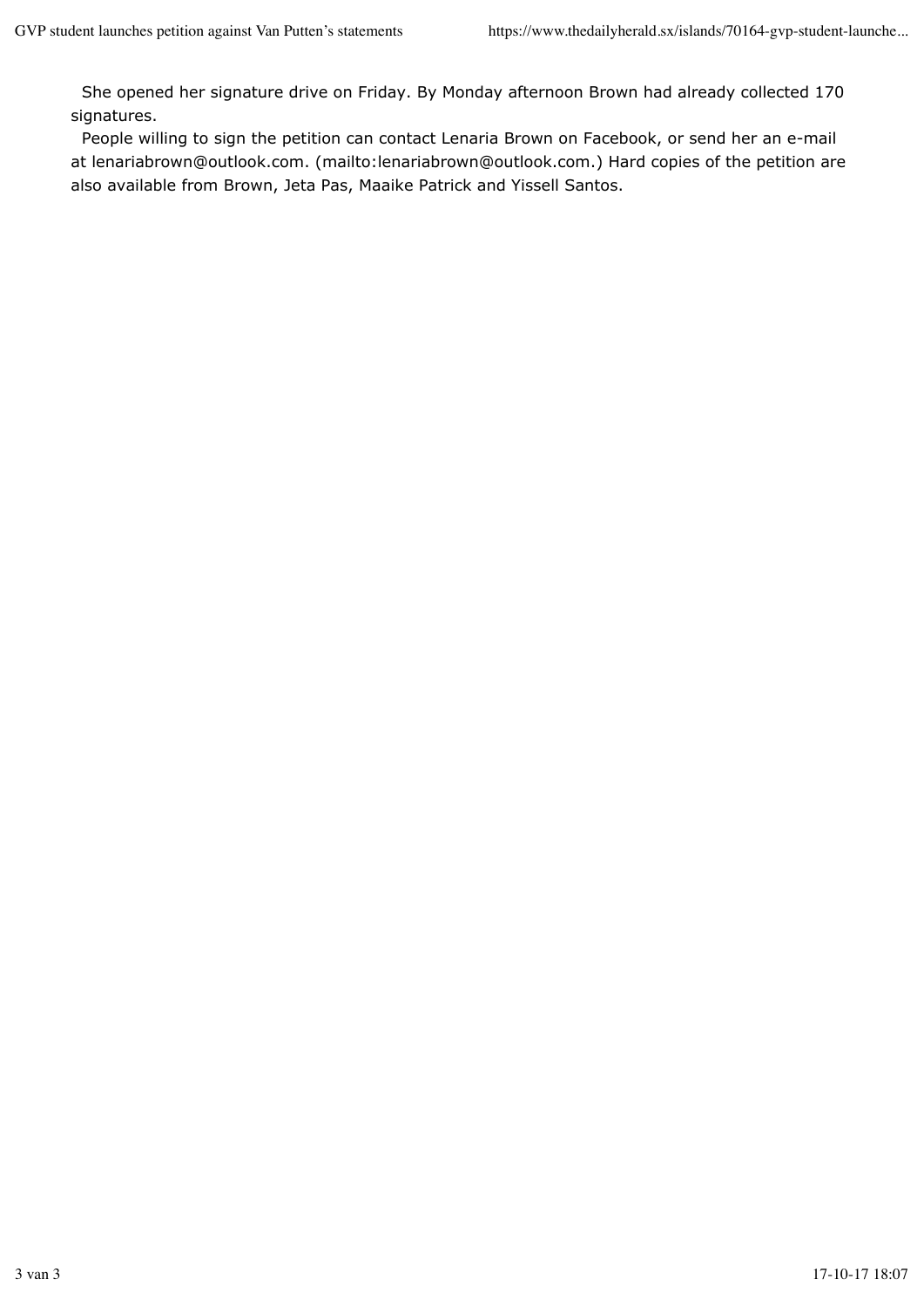She opened her signature drive on Friday. By Monday afternoon Brown had already collected 170 signatures.

People willing to sign the petition can contact Lenaria Brown on Facebook, or send her an e-mail at lenariabrown@outlook.com. (mailto:lenariabrown@outlook.com.) Hard copies of the petition are also available from Brown, Jeta Pas, Maaike Patrick and Yissell Santos.